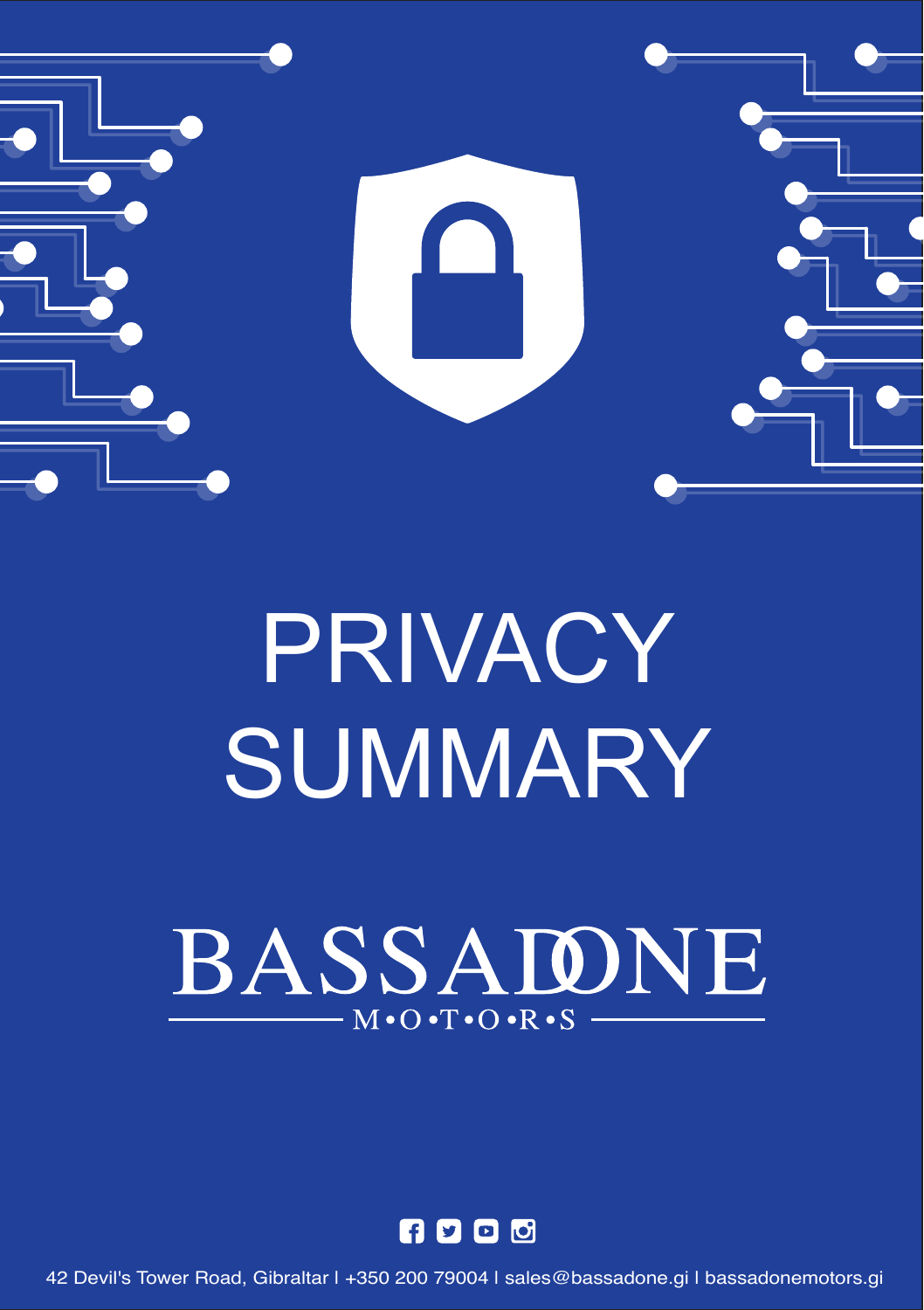# PRIVACY SUMMARY

BASSADONE

M•O•T•O•R•S

42 Devil's Tower Road, Gibraltar | +350 200 79004 | sales@bassadone.gi | bassadonemotors.gi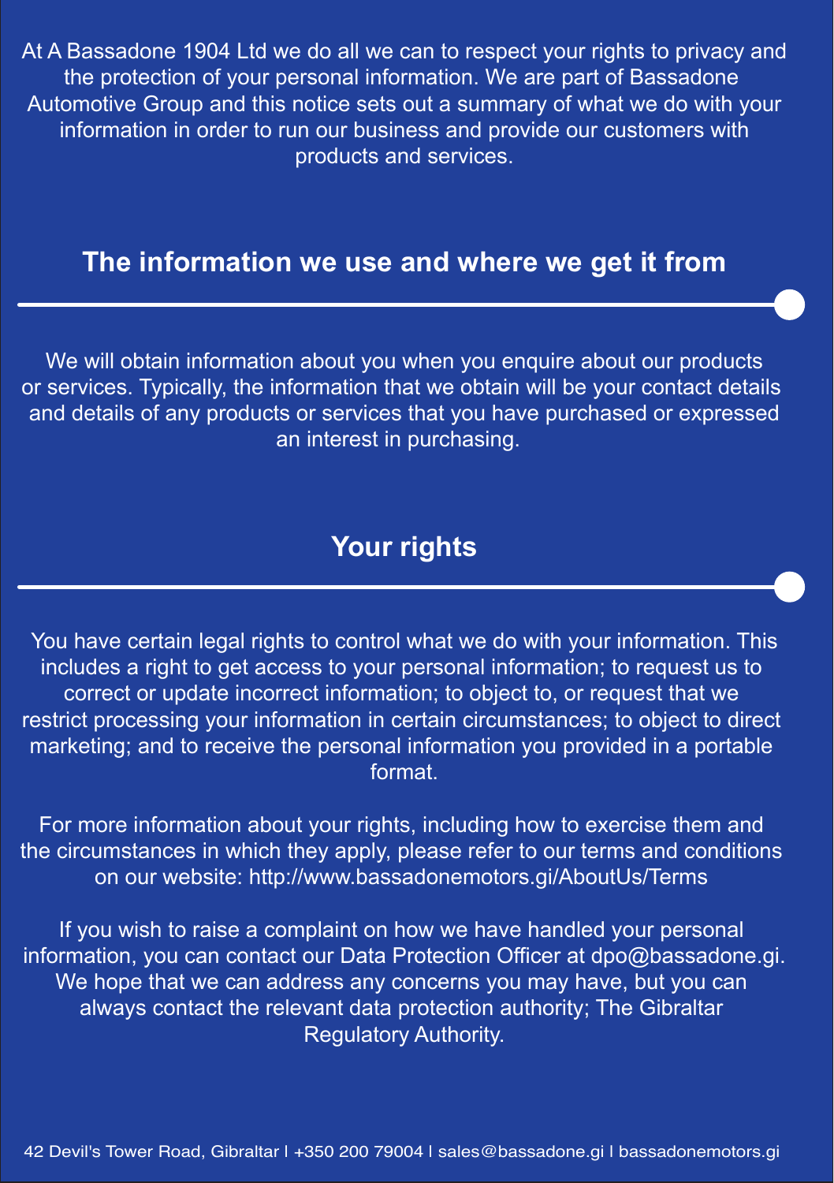At A Bassadone 1904 Ltd we do all we can to respect your rights to privacy and the protection of your personal information. We are part of Bassadone Automotive Group and this notice sets out a summary of what we do with your information in order to run our business and provide our customers with products and services.

## The information we use and where we get it from

We will obtain information about you when you enquire about our products or services. Typically, the information that we obtain will be your contact details and details of any products or services that you have purchased or expressed an interest in purchasing.

## Your rights

You have certain legal rights to control what we do with your information. This includes a right to get access to your personal information; to request us to correct or update incorrect information; to object to, or request that we restrict processing your information in certain circumstances; to object to direct marketing; and to receive the personal information you provided in a portable format.

For more information about your rights, including how to exercise them and the circumstances in which they apply, please refer to our terms and conditions on our website: http://www.bassadonemotors.gi/AboutUs/Terms

If you wish to raise a complaint on how we have handled your personal information, you can contact our Data Protection Officer at dpo@bassadone.gi. We hope that we can address any concerns you may have, but you can always contact the relevant data protection authority; The Gibraltar Regulatory Authority.

42 Devil's Tower Road, Gibraltar I +350 200 79004 I sales@bassadone.gi I bassadonemotors.gi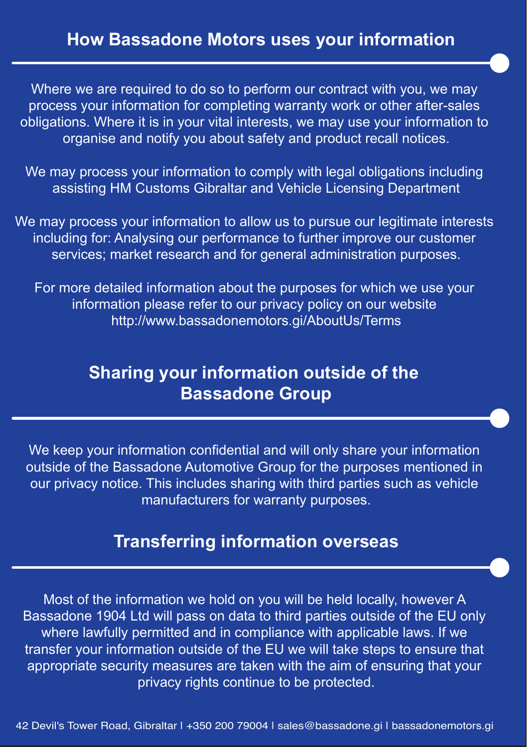## How Bassadone Motors uses your information

Where we are required to do so to perform our contract with you, we may process your information for completing warranty work or other after-sales obligations. Where it is in your vital interests, we may use your information to organise and notify you about safety and product recall notices.

We may process your information to comply with legal obligations including assisting HM Customs Gibraltar and Vehicle Licensing Department

We may process your information to allow us to pursue our legitimate interests including for: Analysing our performance to further improve our customer services; market research and for general administration purposes.

For more detailed information about the purposes for which we use your information please refer to our privacy policy on our website http://www.bassadonemotors.gi/AboutUs/Terms

## Sharing your information outside of the Bassadone Group

We keep your information confidential and will only share your information outside of the Bassadone Automotive Group for the purposes mentioned in our privacy notice. This includes sharing with third parties such as vehicle manufacturers for warranty purposes.

## Transferring information overseas

Most of the information we hold on you will be held locally, however A Bassadone 1904 Ltd will pass on data to third parties outside of the EU only where lawfully permitted and in compliance with applicable laws. If we transfer your information outside of the EU we will take steps to ensure that appropriate security measures are taken with the aim of ensuring that your privacy rights continue to be protected.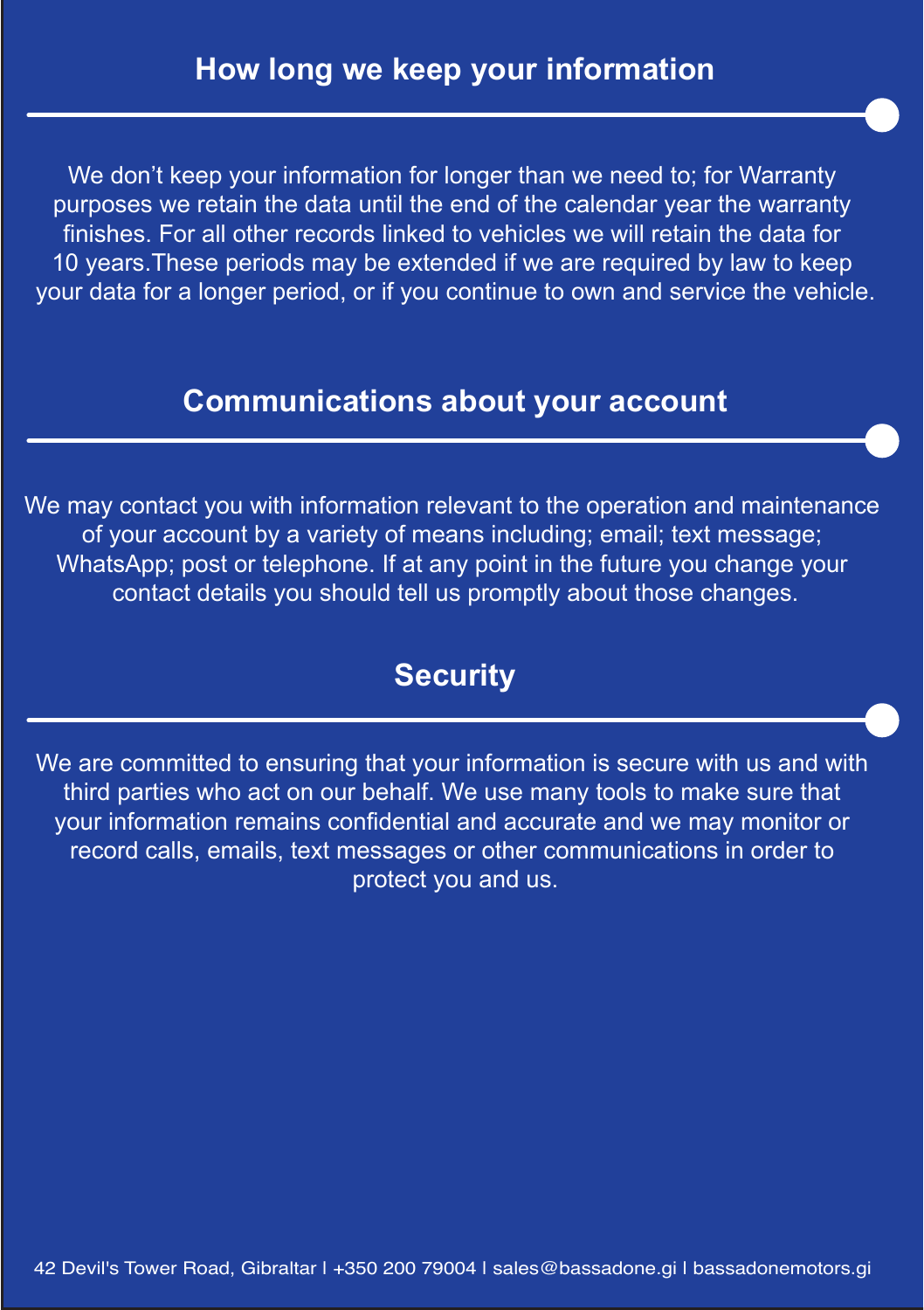## How long we keep your information

We don't keep your information for longer than we need to; for Warranty purposes we retain the data until the end of the calendar year the warranty finishes. For all other records linked to vehicles we will retain the data for 10 years.These periods may be extended if we are required by law to keep your data for a longer period, or if you continue to own and service the vehicle.

## Communications about your account

We may contact you with information relevant to the operation and maintenance of your account by a variety of means including; email; text message; WhatsApp; post or telephone. If at any point in the future you change your contact details you should tell us promptly about those changes.

## Security

We are committed to ensuring that your information is secure with us and with third parties who act on our behalf. We use many tools to make sure that your information remains confidential and accurate and we may monitor or record calls, emails, text messages or other communications in order to protect you and us.

42 Devil's Tower Road, Gibraltar I +350 200 79004 I sales@bassadone.gi I bassadonemotors.gi